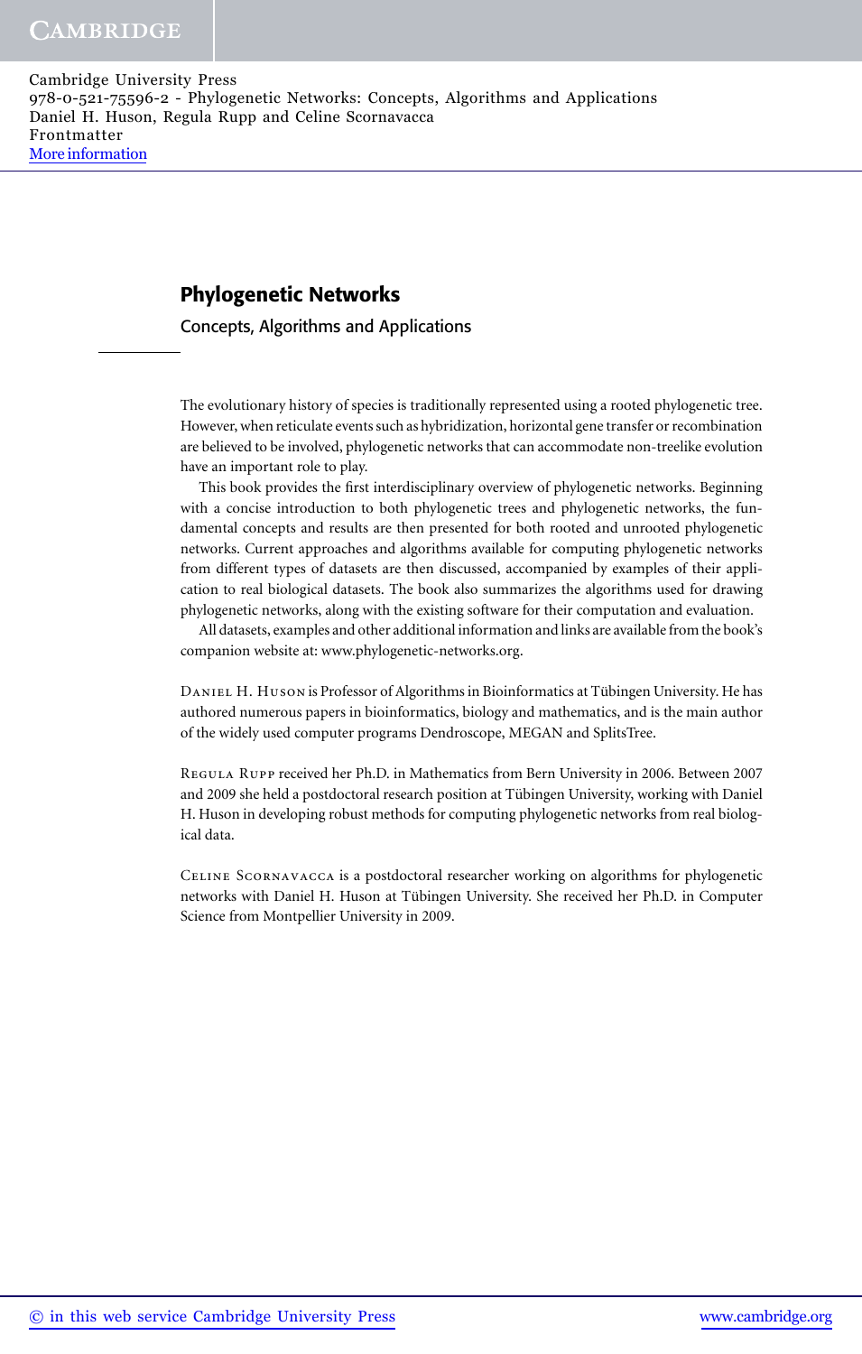# Phylogenetic Networks

## Concepts, Algorithms and Applications

The evolutionary history of species is traditionally represented using a rooted phylogenetic tree. However, when reticulate events such as hybridization, horizontal gene transfer or recombination are believed to be involved, phylogenetic networks that can accommodate non-treelike evolution have an important role to play.

This book provides the first interdisciplinary overview of phylogenetic networks. Beginning with a concise introduction to both phylogenetic trees and phylogenetic networks, the fundamental concepts and results are then presented for both rooted and unrooted phylogenetic networks. Current approaches and algorithms available for computing phylogenetic networks from different types of datasets are then discussed, accompanied by examples of their application to real biological datasets. The book also summarizes the algorithms used for drawing phylogenetic networks, along with the existing software for their computation and evaluation.

All datasets, examples and other additional information and links are available from the book's companion website at: www.phylogenetic-networks.org.

Daniel H. Huson is Professor of Algorithms in Bioinformatics at Tübingen University. He has authored numerous papers in bioinformatics, biology and mathematics, and is the main author of the widely used computer programs Dendroscope, MEGAN and SplitsTree.

Regula Rupp received her Ph.D. in Mathematics from Bern University in 2006. Between 2007 and 2009 she held a postdoctoral research position at Tübingen University, working with Daniel H. Huson in developing robust methods for computing phylogenetic networks from real biological data.

Celine Scornavacca is a postdoctoral researcher working on algorithms for phylogenetic networks with Daniel H. Huson at Tübingen University. She received her Ph.D. in Computer Science from Montpellier University in 2009.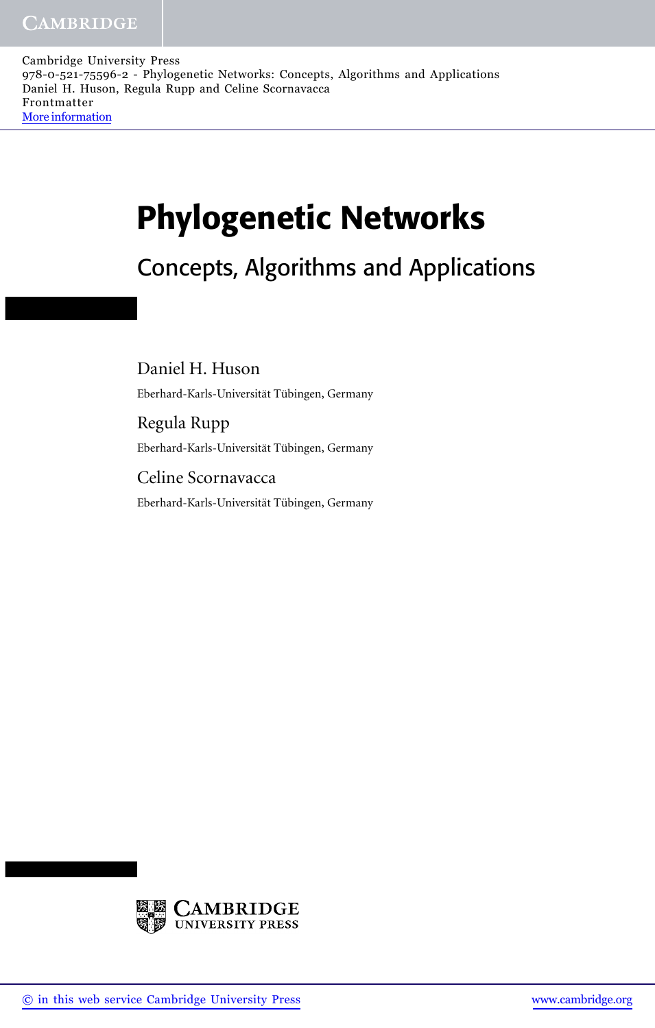# Phylogenetic Networks

## Concepts, Algorithms and Applications

Daniel H. Huson

Eberhard-Karls-Universität Tübingen, Germany

Regula Rupp

Eberhard-Karls-Universität Tübingen, Germany

Celine Scornavacca

Eberhard-Karls-Universität Tübingen, Germany

CAMBRIDGE UNIVERSITY PRESS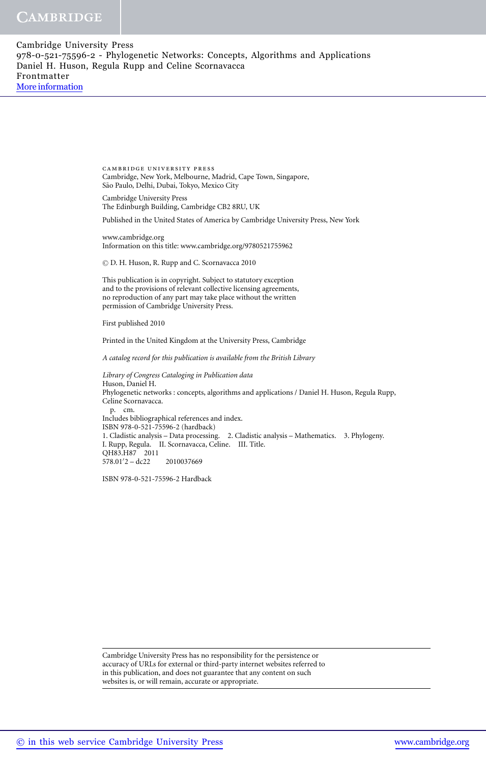CAMBRIDGE UNIVERSITY PRESS
Cambridge, New York, Melbourne, Madrid, Cape Town, Singapore,
São Paulo, Delhi, Dubai, Tokyo, Mexico City

Cambridge University Press
The Edinburgh Building, Cambridge CB2 8RU, UK

Published in the United States of America by Cambridge University Press, New York

www.cambridge.org
Information on this title: www.cambridge.org/9780521755962

© D. H. Huson, R. Rupp and C. Scornavacca 2010

This publication is in copyright. Subject to statutory exception
and to the provisions of relevant collective licensing agreements,
no reproduction of any part may take place without the written
permission of Cambridge University Press.

First published 2010

Printed in the United Kingdom at the University Press, Cambridge

*A catalog record for this publication is available from the British Library*

*Library of Congress Cataloging in Publication data*
Huson, Daniel H.
Phylogenetic networks : concepts, algorithms and applications / Daniel H. Huson, Regula Rupp,
Celine Scornavacca.
p. cm.
Includes bibliographical references and index.
ISBN 978-0-521-75596-2 (hardback)
1. Cladistic analysis – Data processing. 2. Cladistic analysis – Mathematics. 3. Phylogeny.
I. Rupp, Regula. II. Scornavacca, Celine. III. Title.
QH83.H87 2011
578.01′2 – dc22 2010037669

ISBN 978-0-521-75596-2 Hardback

Cambridge University Press has no responsibility for the persistence or
accuracy of URLs for external or third-party internet websites referred to
in this publication, and does not guarantee that any content on such
websites is, or will remain, accurate or appropriate.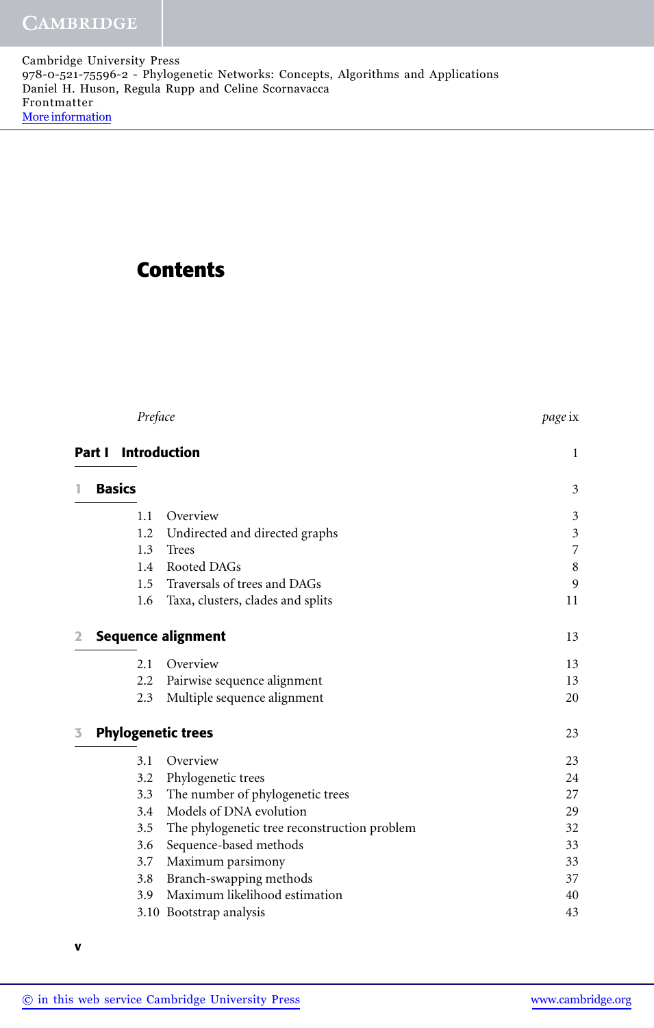# Contents

| | |
|---|---|
| *Preface* | *page* ix |
| **Part I Introduction** | 1 |
| **1 Basics** | 3 |
| 1.1 Overview | 3 |
| 1.2 Undirected and directed graphs | 3 |
| 1.3 Trees | 7 |
| 1.4 Rooted DAGs | 8 |
| 1.5 Traversals of trees and DAGs | 9 |
| 1.6 Taxa, clusters, clades and splits | 11 |
| **2 Sequence alignment** | 13 |
| 2.1 Overview | 13 |
| 2.2 Pairwise sequence alignment | 13 |
| 2.3 Multiple sequence alignment | 20 |
| **3 Phylogenetic trees** | 23 |
| 3.1 Overview | 23 |
| 3.2 Phylogenetic trees | 24 |
| 3.3 The number of phylogenetic trees | 27 |
| 3.4 Models of DNA evolution | 29 |
| 3.5 The phylogenetic tree reconstruction problem | 32 |
| 3.6 Sequence-based methods | 33 |
| 3.7 Maximum parsimony | 33 |
| 3.8 Branch-swapping methods | 37 |
| 3.9 Maximum likelihood estimation | 40 |
| 3.10 Bootstrap analysis | 43 |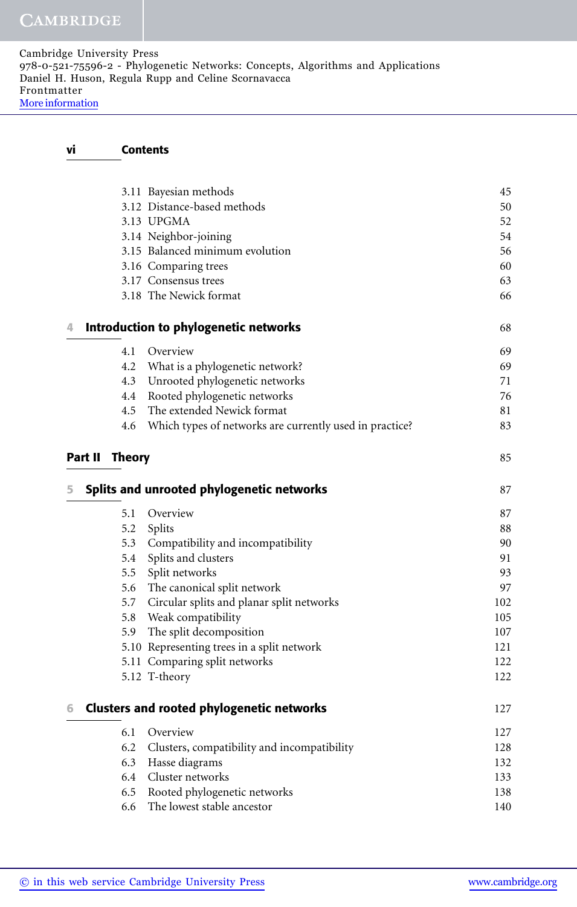## Contents

| | |
|---|---|
| 3.11 Bayesian methods | 45 |
| 3.12 Distance-based methods | 50 |
| 3.13 UPGMA | 52 |
| 3.14 Neighbor-joining | 54 |
| 3.15 Balanced minimum evolution | 56 |
| 3.16 Comparing trees | 60 |
| 3.17 Consensus trees | 63 |
| 3.18 The Newick format | 66 |

### 4 Introduction to phylogenetic networks — 68

| | |
|---|---|
| 4.1 Overview | 69 |
| 4.2 What is a phylogenetic network? | 69 |
| 4.3 Unrooted phylogenetic networks | 71 |
| 4.4 Rooted phylogenetic networks | 76 |
| 4.5 The extended Newick format | 81 |
| 4.6 Which types of networks are currently used in practice? | 83 |

## Part II Theory — 85

### 5 Splits and unrooted phylogenetic networks — 87

| | |
|---|---|
| 5.1 Overview | 87 |
| 5.2 Splits | 88 |
| 5.3 Compatibility and incompatibility | 90 |
| 5.4 Splits and clusters | 91 |
| 5.5 Split networks | 93 |
| 5.6 The canonical split network | 97 |
| 5.7 Circular splits and planar split networks | 102 |
| 5.8 Weak compatibility | 105 |
| 5.9 The split decomposition | 107 |
| 5.10 Representing trees in a split network | 121 |
| 5.11 Comparing split networks | 122 |
| 5.12 T-theory | 122 |

### 6 Clusters and rooted phylogenetic networks — 127

| | |
|---|---|
| 6.1 Overview | 127 |
| 6.2 Clusters, compatibility and incompatibility | 128 |
| 6.3 Hasse diagrams | 132 |
| 6.4 Cluster networks | 133 |
| 6.5 Rooted phylogenetic networks | 138 |
| 6.6 The lowest stable ancestor | 140 |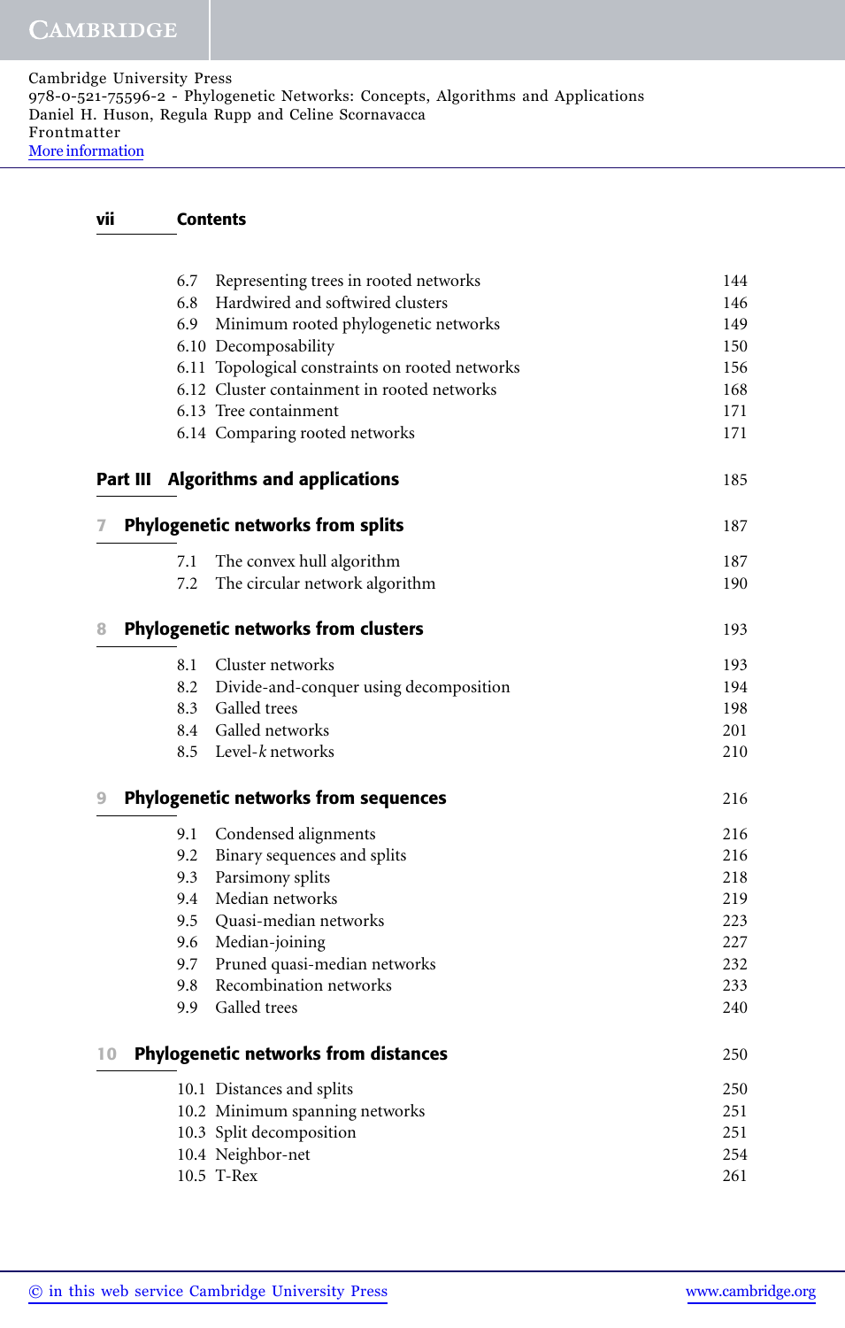## Contents

| | | |
|---|---|---|
| 6.7 | Representing trees in rooted networks | 144 |
| 6.8 | Hardwired and softwired clusters | 146 |
| 6.9 | Minimum rooted phylogenetic networks | 149 |
| 6.10 | Decomposability | 150 |
| 6.11 | Topological constraints on rooted networks | 156 |
| 6.12 | Cluster containment in rooted networks | 168 |
| 6.13 | Tree containment | 171 |
| 6.14 | Comparing rooted networks | 171 |

# Part III Algorithms and applications — 185

## 7 Phylogenetic networks from splits — 187

| | | |
|---|---|---|
| 7.1 | The convex hull algorithm | 187 |
| 7.2 | The circular network algorithm | 190 |

## 8 Phylogenetic networks from clusters — 193

| | | |
|---|---|---|
| 8.1 | Cluster networks | 193 |
| 8.2 | Divide-and-conquer using decomposition | 194 |
| 8.3 | Galled trees | 198 |
| 8.4 | Galled networks | 201 |
| 8.5 | Level-*k* networks | 210 |

## 9 Phylogenetic networks from sequences — 216

| | | |
|---|---|---|
| 9.1 | Condensed alignments | 216 |
| 9.2 | Binary sequences and splits | 216 |
| 9.3 | Parsimony splits | 218 |
| 9.4 | Median networks | 219 |
| 9.5 | Quasi-median networks | 223 |
| 9.6 | Median-joining | 227 |
| 9.7 | Pruned quasi-median networks | 232 |
| 9.8 | Recombination networks | 233 |
| 9.9 | Galled trees | 240 |

## 10 Phylogenetic networks from distances — 250

| | | |
|---|---|---|
| 10.1 | Distances and splits | 250 |
| 10.2 | Minimum spanning networks | 251 |
| 10.3 | Split decomposition | 251 |
| 10.4 | Neighbor-net | 254 |
| 10.5 | T-Rex | 261 |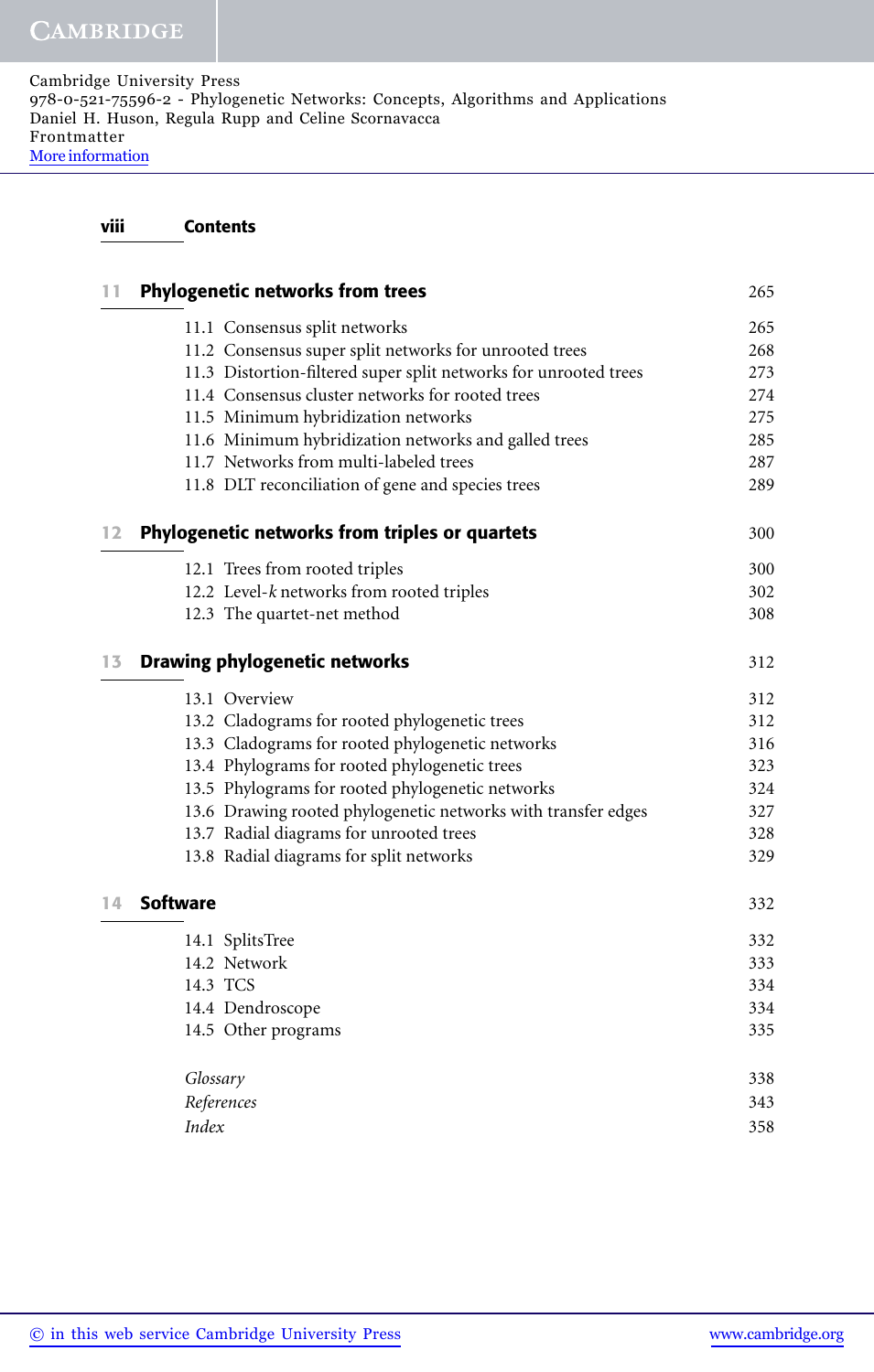| | | |
|---|---|---|
| **11** | **Phylogenetic networks from trees** | 265 |
| | 11.1 Consensus split networks | 265 |
| | 11.2 Consensus super split networks for unrooted trees | 268 |
| | 11.3 Distortion-filtered super split networks for unrooted trees | 273 |
| | 11.4 Consensus cluster networks for rooted trees | 274 |
| | 11.5 Minimum hybridization networks | 275 |
| | 11.6 Minimum hybridization networks and galled trees | 285 |
| | 11.7 Networks from multi-labeled trees | 287 |
| | 11.8 DLT reconciliation of gene and species trees | 289 |
| **12** | **Phylogenetic networks from triples or quartets** | 300 |
| | 12.1 Trees from rooted triples | 300 |
| | 12.2 Level-$k$ networks from rooted triples | 302 |
| | 12.3 The quartet-net method | 308 |
| **13** | **Drawing phylogenetic networks** | 312 |
| | 13.1 Overview | 312 |
| | 13.2 Cladograms for rooted phylogenetic trees | 312 |
| | 13.3 Cladograms for rooted phylogenetic networks | 316 |
| | 13.4 Phylograms for rooted phylogenetic trees | 323 |
| | 13.5 Phylograms for rooted phylogenetic networks | 324 |
| | 13.6 Drawing rooted phylogenetic networks with transfer edges | 327 |
| | 13.7 Radial diagrams for unrooted trees | 328 |
| | 13.8 Radial diagrams for split networks | 329 |
| **14** | **Software** | 332 |
| | 14.1 SplitsTree | 332 |
| | 14.2 Network | 333 |
| | 14.3 TCS | 334 |
| | 14.4 Dendroscope | 334 |
| | 14.5 Other programs | 335 |
| | *Glossary* | 338 |
| | *References* | 343 |
| | *Index* | 358 |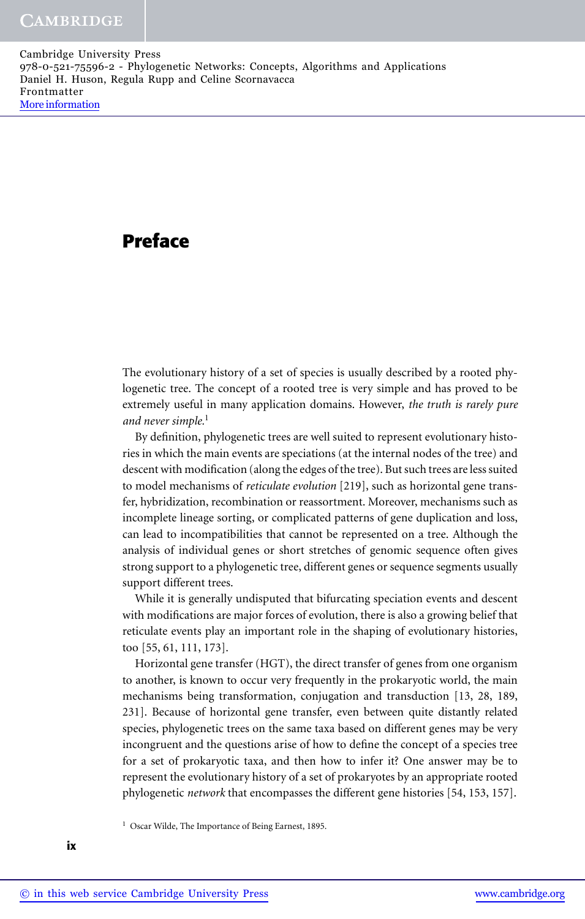# Preface

The evolutionary history of a set of species is usually described by a rooted phylogenetic tree. The concept of a rooted tree is very simple and has proved to be extremely useful in many application domains. However, *the truth is rarely pure and never simple.*[1]

By definition, phylogenetic trees are well suited to represent evolutionary histories in which the main events are speciations (at the internal nodes of the tree) and descent with modification (along the edges of the tree). But such trees are less suited to model mechanisms of *reticulate evolution* [219], such as horizontal gene transfer, hybridization, recombination or reassortment. Moreover, mechanisms such as incomplete lineage sorting, or complicated patterns of gene duplication and loss, can lead to incompatibilities that cannot be represented on a tree. Although the analysis of individual genes or short stretches of genomic sequence often gives strong support to a phylogenetic tree, different genes or sequence segments usually support different trees.

While it is generally undisputed that bifurcating speciation events and descent with modifications are major forces of evolution, there is also a growing belief that reticulate events play an important role in the shaping of evolutionary histories, too [55, 61, 111, 173].

Horizontal gene transfer (HGT), the direct transfer of genes from one organism to another, is known to occur very frequently in the prokaryotic world, the main mechanisms being transformation, conjugation and transduction [13, 28, 189, 231]. Because of horizontal gene transfer, even between quite distantly related species, phylogenetic trees on the same taxa based on different genes may be very incongruent and the questions arise of how to define the concept of a species tree for a set of prokaryotic taxa, and then how to infer it? One answer may be to represent the evolutionary history of a set of prokaryotes by an appropriate rooted phylogenetic *network* that encompasses the different gene histories [54, 153, 157].

[1] Oscar Wilde, The Importance of Being Earnest, 1895.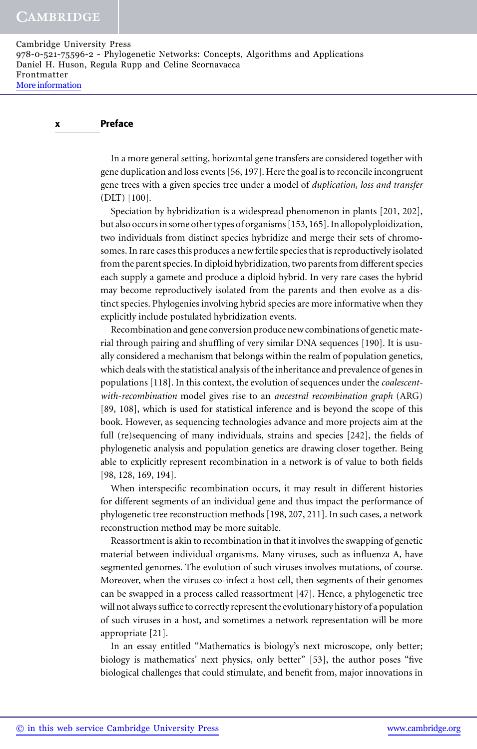In a more general setting, horizontal gene transfers are considered together with gene duplication and loss events [56, 197]. Here the goal is to reconcile incongruent gene trees with a given species tree under a model of *duplication, loss and transfer* (DLT) [100].

Speciation by hybridization is a widespread phenomenon in plants [201, 202], but also occurs in some other types of organisms [153, 165]. In allopolyploidization, two individuals from distinct species hybridize and merge their sets of chromosomes. In rare cases this produces a new fertile species that is reproductively isolated from the parent species. In diploid hybridization, two parents from different species each supply a gamete and produce a diploid hybrid. In very rare cases the hybrid may become reproductively isolated from the parents and then evolve as a distinct species. Phylogenies involving hybrid species are more informative when they explicitly include postulated hybridization events.

Recombination and gene conversion produce new combinations of genetic material through pairing and shuffling of very similar DNA sequences [190]. It is usually considered a mechanism that belongs within the realm of population genetics, which deals with the statistical analysis of the inheritance and prevalence of genes in populations [118]. In this context, the evolution of sequences under the *coalescent-with-recombination* model gives rise to an *ancestral recombination graph* (ARG) [89, 108], which is used for statistical inference and is beyond the scope of this book. However, as sequencing technologies advance and more projects aim at the full (re)sequencing of many individuals, strains and species [242], the fields of phylogenetic analysis and population genetics are drawing closer together. Being able to explicitly represent recombination in a network is of value to both fields [98, 128, 169, 194].

When interspecific recombination occurs, it may result in different histories for different segments of an individual gene and thus impact the performance of phylogenetic tree reconstruction methods [198, 207, 211]. In such cases, a network reconstruction method may be more suitable.

Reassortment is akin to recombination in that it involves the swapping of genetic material between individual organisms. Many viruses, such as influenza A, have segmented genomes. The evolution of such viruses involves mutations, of course. Moreover, when the viruses co-infect a host cell, then segments of their genomes can be swapped in a process called reassortment [47]. Hence, a phylogenetic tree will not always suffice to correctly represent the evolutionary history of a population of such viruses in a host, and sometimes a network representation will be more appropriate [21].

In an essay entitled "Mathematics is biology's next microscope, only better; biology is mathematics' next physics, only better" [53], the author poses "five biological challenges that could stimulate, and benefit from, major innovations in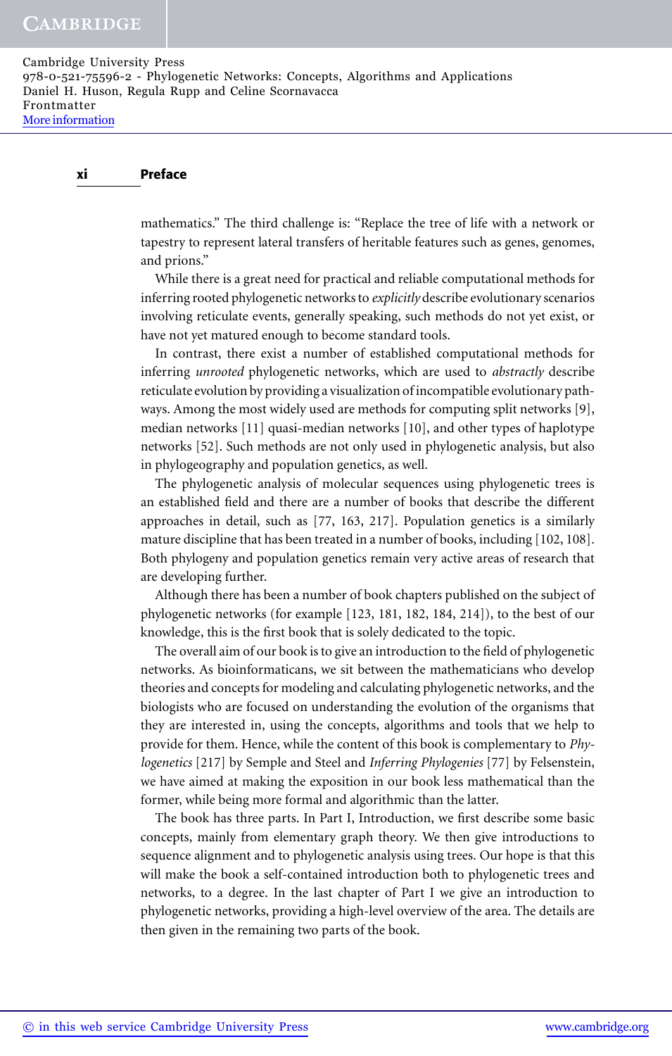mathematics." The third challenge is: "Replace the tree of life with a network or tapestry to represent lateral transfers of heritable features such as genes, genomes, and prions."

While there is a great need for practical and reliable computational methods for inferring rooted phylogenetic networks to *explicitly* describe evolutionary scenarios involving reticulate events, generally speaking, such methods do not yet exist, or have not yet matured enough to become standard tools.

In contrast, there exist a number of established computational methods for inferring *unrooted* phylogenetic networks, which are used to *abstractly* describe reticulate evolution by providing a visualization of incompatible evolutionary pathways. Among the most widely used are methods for computing split networks [9], median networks [11] quasi-median networks [10], and other types of haplotype networks [52]. Such methods are not only used in phylogenetic analysis, but also in phylogeography and population genetics, as well.

The phylogenetic analysis of molecular sequences using phylogenetic trees is an established field and there are a number of books that describe the different approaches in detail, such as [77, 163, 217]. Population genetics is a similarly mature discipline that has been treated in a number of books, including [102, 108]. Both phylogeny and population genetics remain very active areas of research that are developing further.

Although there has been a number of book chapters published on the subject of phylogenetic networks (for example [123, 181, 182, 184, 214]), to the best of our knowledge, this is the first book that is solely dedicated to the topic.

The overall aim of our book is to give an introduction to the field of phylogenetic networks. As bioinformaticans, we sit between the mathematicians who develop theories and concepts for modeling and calculating phylogenetic networks, and the biologists who are focused on understanding the evolution of the organisms that they are interested in, using the concepts, algorithms and tools that we help to provide for them. Hence, while the content of this book is complementary to *Phylogenetics* [217] by Semple and Steel and *Inferring Phylogenies* [77] by Felsenstein, we have aimed at making the exposition in our book less mathematical than the former, while being more formal and algorithmic than the latter.

The book has three parts. In Part I, Introduction, we first describe some basic concepts, mainly from elementary graph theory. We then give introductions to sequence alignment and to phylogenetic analysis using trees. Our hope is that this will make the book a self-contained introduction both to phylogenetic trees and networks, to a degree. In the last chapter of Part I we give an introduction to phylogenetic networks, providing a high-level overview of the area. The details are then given in the remaining two parts of the book.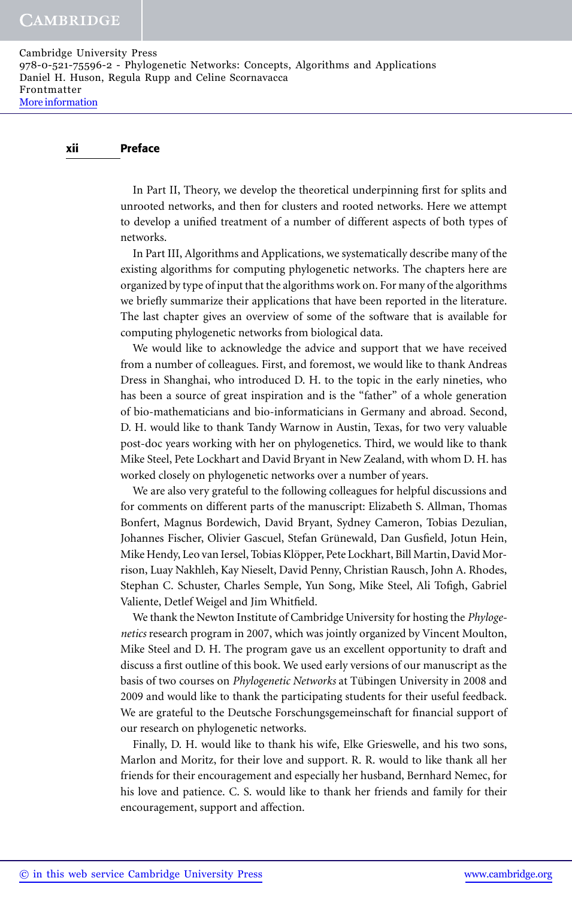In Part II, Theory, we develop the theoretical underpinning first for splits and unrooted networks, and then for clusters and rooted networks. Here we attempt to develop a unified treatment of a number of different aspects of both types of networks.

In Part III, Algorithms and Applications, we systematically describe many of the existing algorithms for computing phylogenetic networks. The chapters here are organized by type of input that the algorithms work on. For many of the algorithms we briefly summarize their applications that have been reported in the literature. The last chapter gives an overview of some of the software that is available for computing phylogenetic networks from biological data.

We would like to acknowledge the advice and support that we have received from a number of colleagues. First, and foremost, we would like to thank Andreas Dress in Shanghai, who introduced D. H. to the topic in the early nineties, who has been a source of great inspiration and is the "father" of a whole generation of bio-mathematicians and bio-informaticians in Germany and abroad. Second, D. H. would like to thank Tandy Warnow in Austin, Texas, for two very valuable post-doc years working with her on phylogenetics. Third, we would like to thank Mike Steel, Pete Lockhart and David Bryant in New Zealand, with whom D. H. has worked closely on phylogenetic networks over a number of years.

We are also very grateful to the following colleagues for helpful discussions and for comments on different parts of the manuscript: Elizabeth S. Allman, Thomas Bonfert, Magnus Bordewich, David Bryant, Sydney Cameron, Tobias Dezulian, Johannes Fischer, Olivier Gascuel, Stefan Grünewald, Dan Gusfield, Jotun Hein, Mike Hendy, Leo van Iersel, Tobias Klöpper, Pete Lockhart, Bill Martin, David Morrison, Luay Nakhleh, Kay Nieselt, David Penny, Christian Rausch, John A. Rhodes, Stephan C. Schuster, Charles Semple, Yun Song, Mike Steel, Ali Tofigh, Gabriel Valiente, Detlef Weigel and Jim Whitfield.

We thank the Newton Institute of Cambridge University for hosting the *Phylogenetics* research program in 2007, which was jointly organized by Vincent Moulton, Mike Steel and D. H. The program gave us an excellent opportunity to draft and discuss a first outline of this book. We used early versions of our manuscript as the basis of two courses on *Phylogenetic Networks* at Tübingen University in 2008 and 2009 and would like to thank the participating students for their useful feedback. We are grateful to the Deutsche Forschungsgemeinschaft for financial support of our research on phylogenetic networks.

Finally, D. H. would like to thank his wife, Elke Grieswelle, and his two sons, Marlon and Moritz, for their love and support. R. R. would to like thank all her friends for their encouragement and especially her husband, Bernhard Nemec, for his love and patience. C. S. would like to thank her friends and family for their encouragement, support and affection.